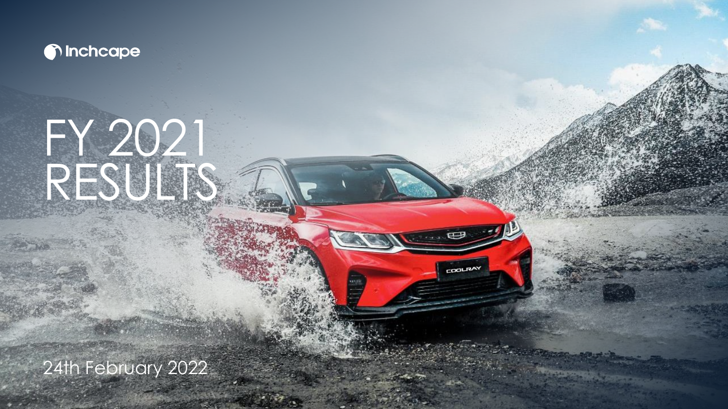Inchcape

# FY 2021 RESULTS

24th February 2022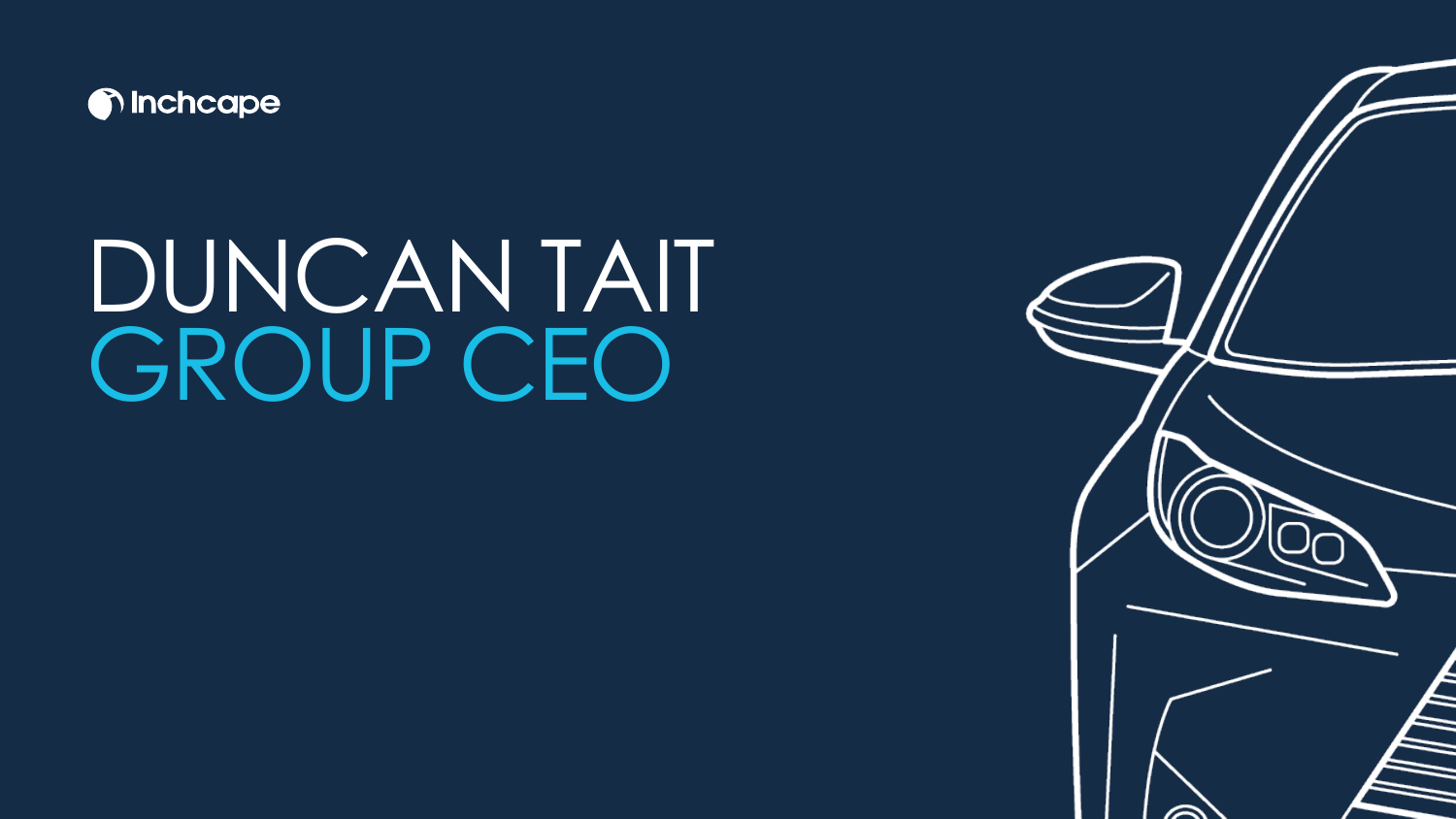Inchcape

# DUNCAN TAIT
## GROUP CEO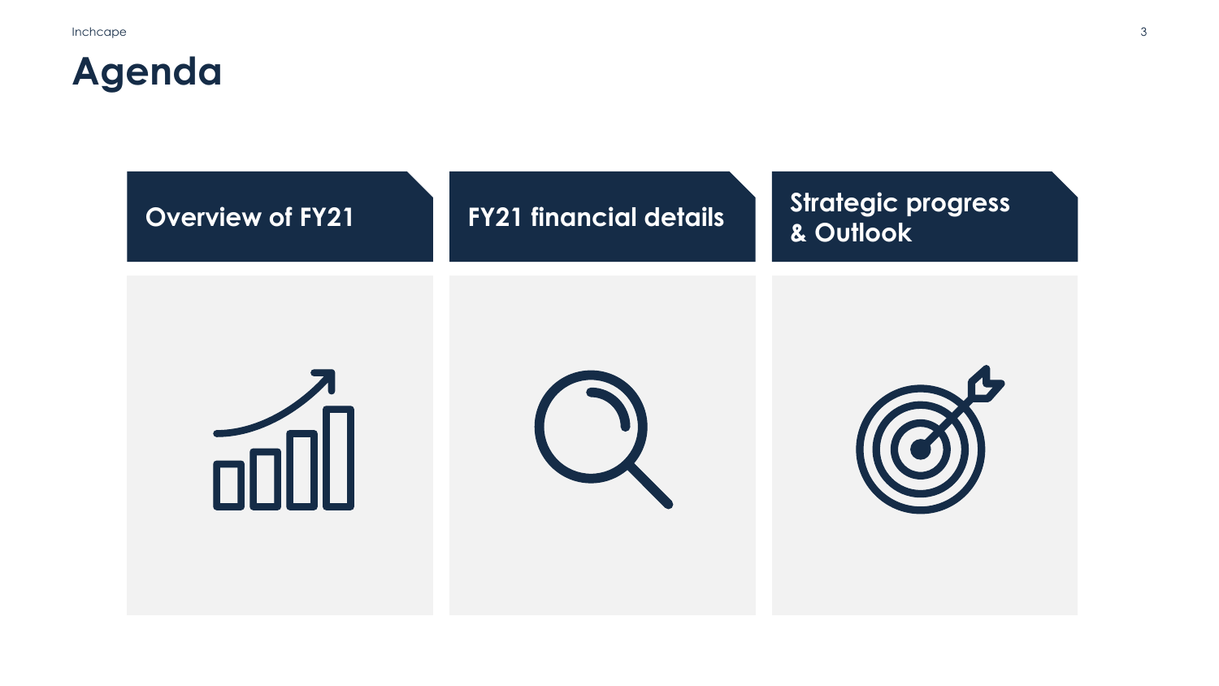# Agenda

- Overview of FY21
- FY21 financial details
- Strategic progress & Outlook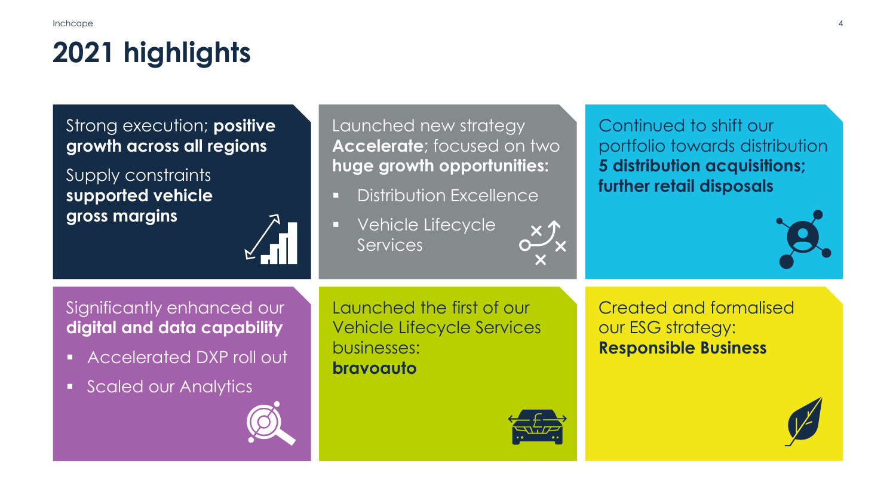# 2021 highlights

Strong execution; **positive growth across all regions**

Supply constraints **supported vehicle gross margins**

Launched new strategy **Accelerate**; focused on two **huge growth opportunities:**

- Distribution Excellence
- Vehicle Lifecycle Services

Continued to shift our portfolio towards distribution **5 distribution acquisitions; further retail disposals**

Significantly enhanced our **digital and data capability**

- Accelerated DXP roll out
- Scaled our Analytics

Launched the first of our Vehicle Lifecycle Services businesses: **bravoauto**

Created and formalised our ESG strategy: **Responsible Business**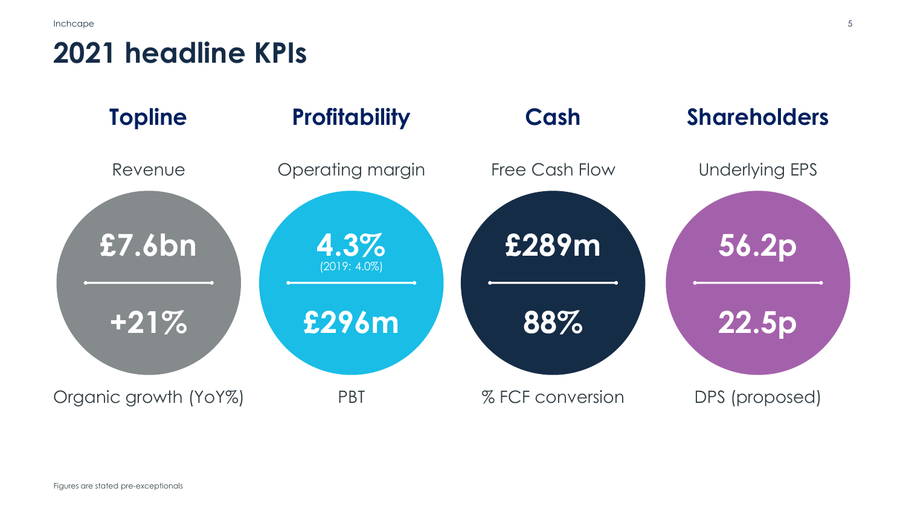# 2021 headline KPIs

| | Topline | Profitability | Cash | Shareholders |
|---|---|---|---|---|
| Metric | Revenue | Operating margin | Free Cash Flow | Underlying EPS |
| Value | £7.6bn | 4.3% (2019: 4.0%) | £289m | 56.2p |
| Value | +21% | £296m | 88% | 22.5p |
| Metric | Organic growth (YoY%) | PBT | % FCF conversion | DPS (proposed) |

Figures are stated pre-exceptionals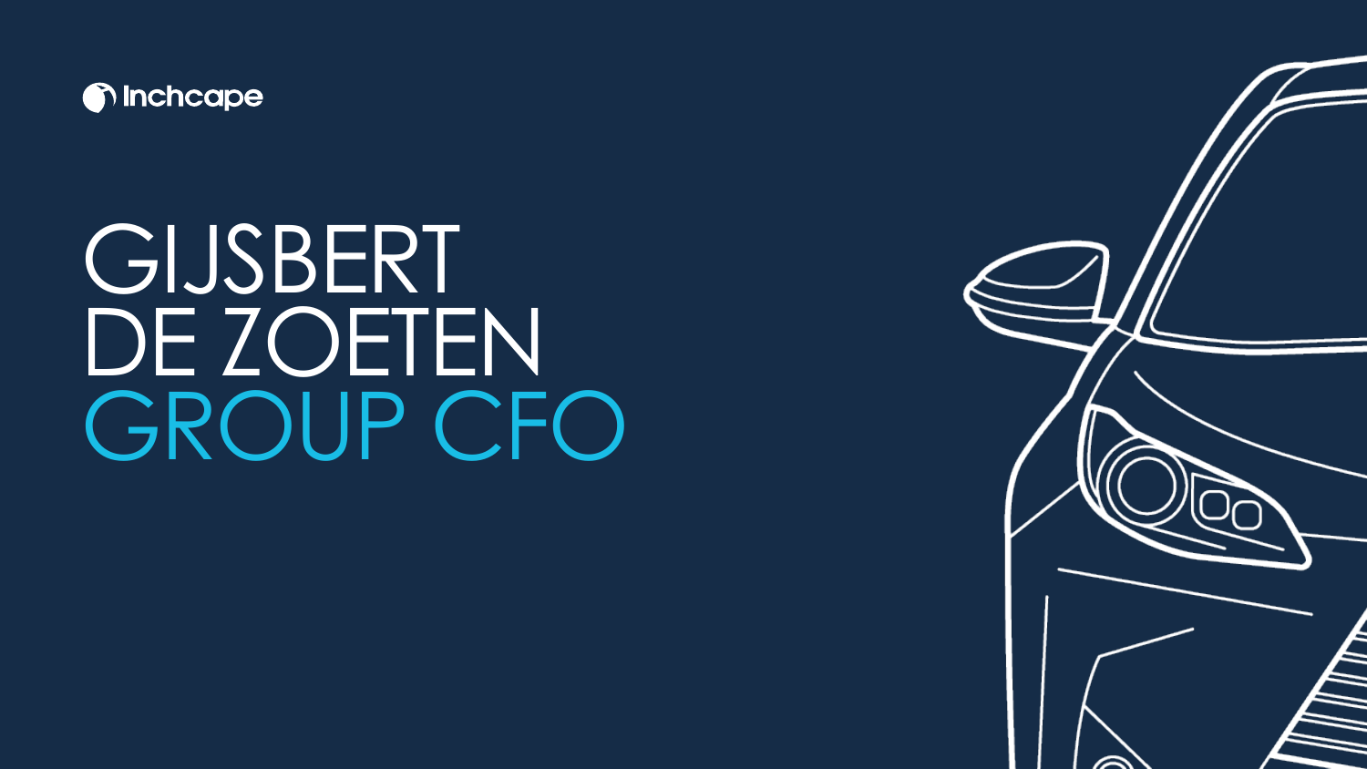Inchcape

# GIJSBERT DE ZOETEN GROUP CFO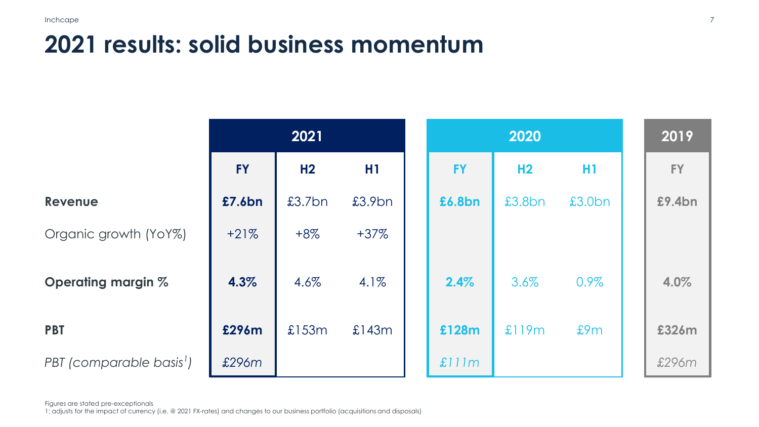# 2021 results: solid business momentum

| | 2021 | | | 2020 | | | 2019 |
|---|---|---|---|---|---|---|---|
| | **FY** | **H2** | **H1** | **FY** | **H2** | **H1** | **FY** |
| **Revenue** | **£7.6bn** | £3.7bn | £3.9bn | **£6.8bn** | £3.8bn | £3.0bn | **£9.4bn** |
| Organic growth (YoY%) | +21% | +8% | +37% | | | | |
| **Operating margin %** | **4.3%** | 4.6% | 4.1% | **2.4%** | 3.6% | 0.9% | **4.0%** |
| **PBT** | **£296m** | £153m | £143m | **£128m** | £119m | £9m | **£326m** |
| *PBT (comparable basis[1])* | *£296m* | | | *£111m* | | | *£296m* |

Figures are stated pre-exceptionals

1: adjusts for the impact of currency (i.e. @ 2021 FX-rates) and changes to our business portfolio (acquisitions and disposals)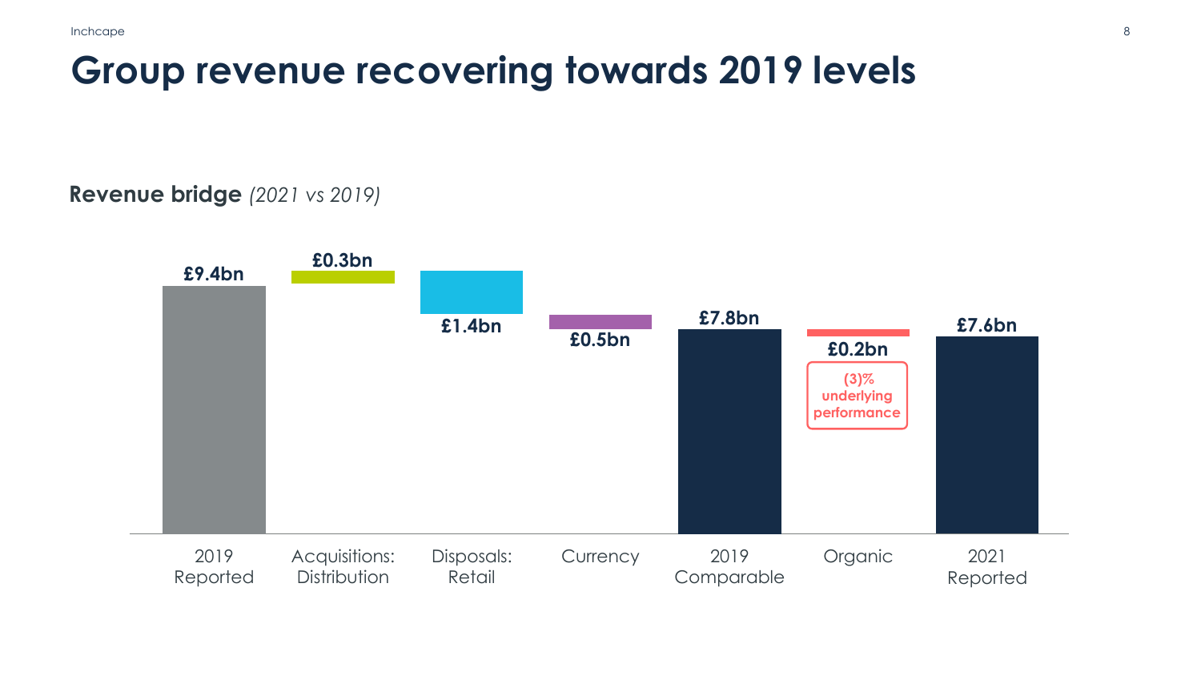# Group revenue recovering towards 2019 levels

**Revenue bridge** *(2021 vs 2019)*

| | 2019 Reported | Acquisitions: Distribution | Disposals: Retail | Currency | 2019 Comparable | Organic | 2021 Reported |
|---|---|---|---|---|---|---|---|
| Value | £9.4bn | £0.3bn | £1.4bn | £0.5bn | £7.8bn | £0.2bn | £7.6bn |

Organic: (3)% underlying performance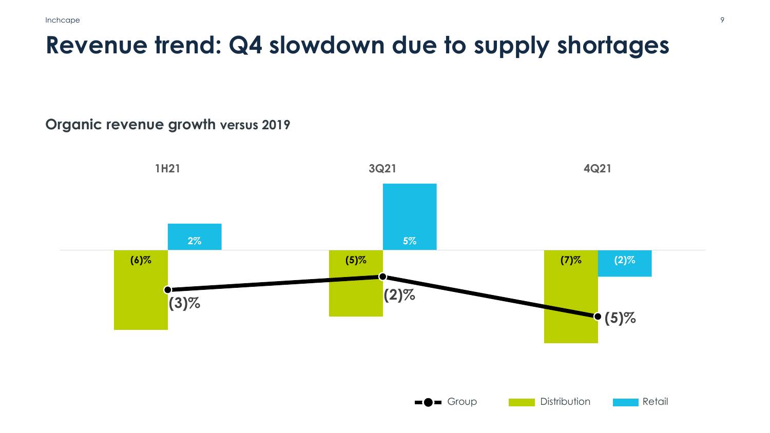# Revenue trend: Q4 slowdown due to supply shortages

**Organic revenue growth versus 2019**

| | 1H21 | 3Q21 | 4Q21 |
|---|---|---|---|
| Group | (3)% | (2)% | (5)% |
| Distribution | (6)% | (5)% | (7)% |
| Retail | 2% | 5% | (2)% |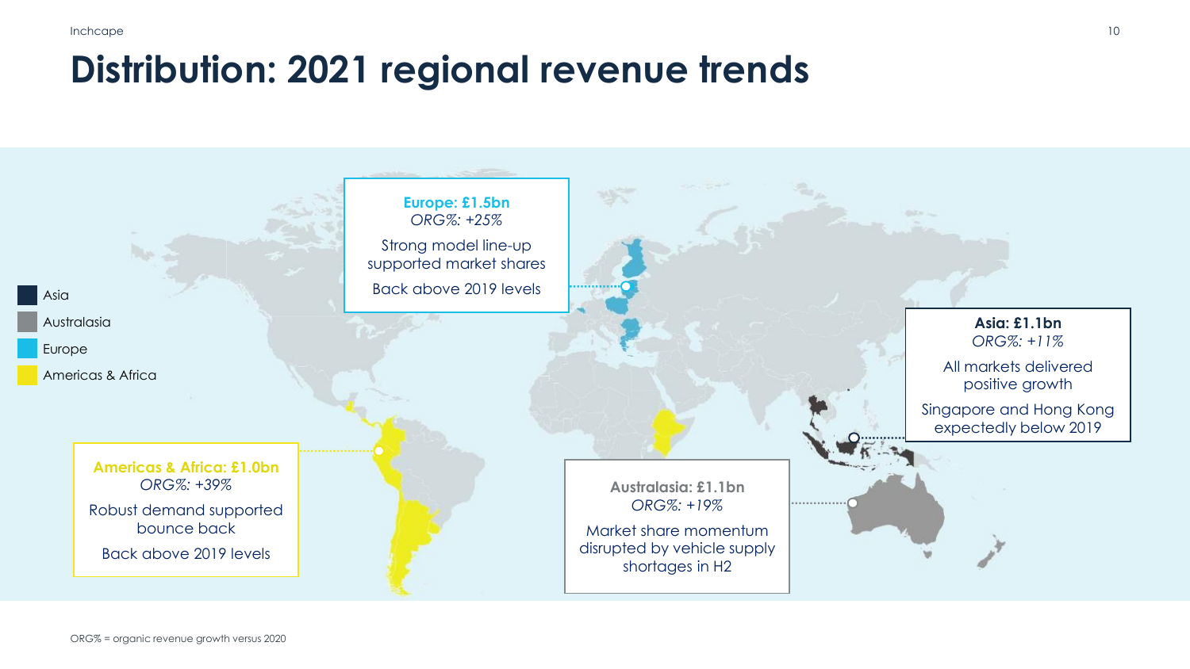# Distribution: 2021 regional revenue trends

- Asia
- Australasia
- Europe
- Americas & Africa

**Europe: £1.5bn**
*ORG%: +25%*

Strong model line-up supported market shares

Back above 2019 levels

**Asia: £1.1bn**
*ORG%: +11%*

All markets delivered positive growth

Singapore and Hong Kong expectedly below 2019

**Americas & Africa: £1.0bn**
*ORG%: +39%*

Robust demand supported bounce back

Back above 2019 levels

**Australasia: £1.1bn**
*ORG%: +19%*

Market share momentum disrupted by vehicle supply shortages in H2

ORG% = organic revenue growth versus 2020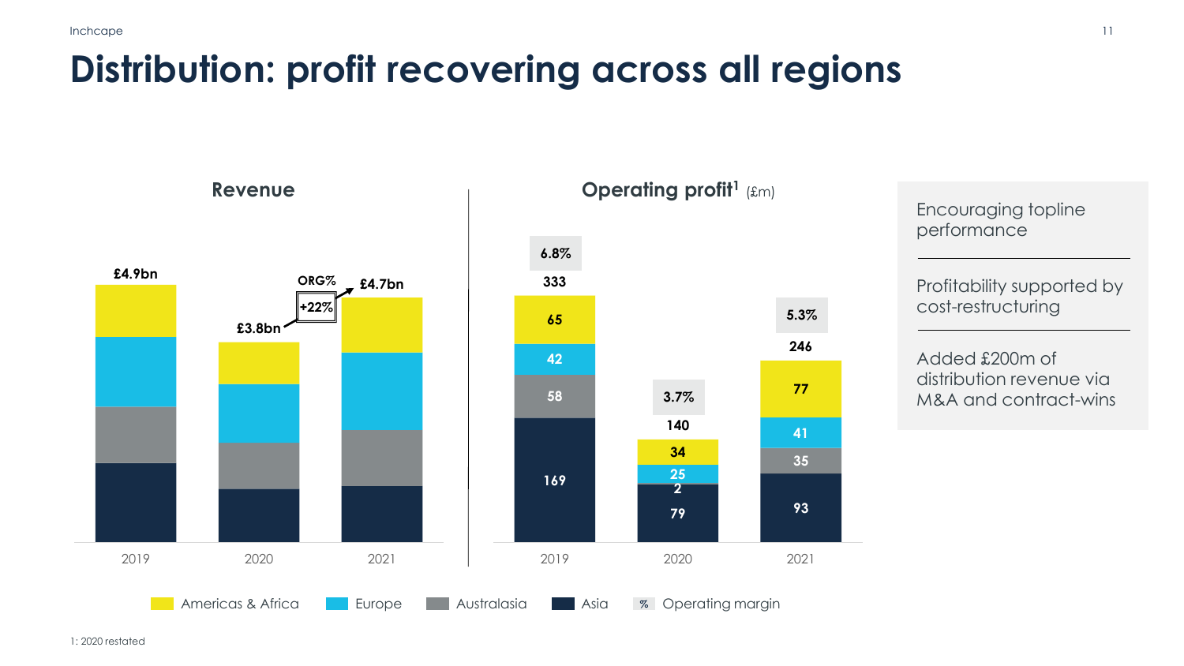# Distribution: profit recovering across all regions

## Revenue

| | 2019 | 2020 | 2021 |
|---|---|---|---|
| Total | £4.9bn | £3.8bn | £4.7bn |

ORG% +22%

## Operating profit[1] (£m)

| | 2019 | 2020 | 2021 |
|---|---|---|---|
| Americas & Africa | 65 | 34 | 77 |
| Europe | 42 | 25 | 41 |
| Australasia | 58 | 2 | 35 |
| Asia | 169 | 79 | 93 |
| Total | 333 | 140 | 246 |
| Operating margin | 6.8% | 3.7% | 5.3% |

Americas & Africa | Europe | Australasia | Asia | % Operating margin

- Encouraging topline performance
- Profitability supported by cost-restructuring
- Added £200m of distribution revenue via M&A and contract-wins

1: 2020 restated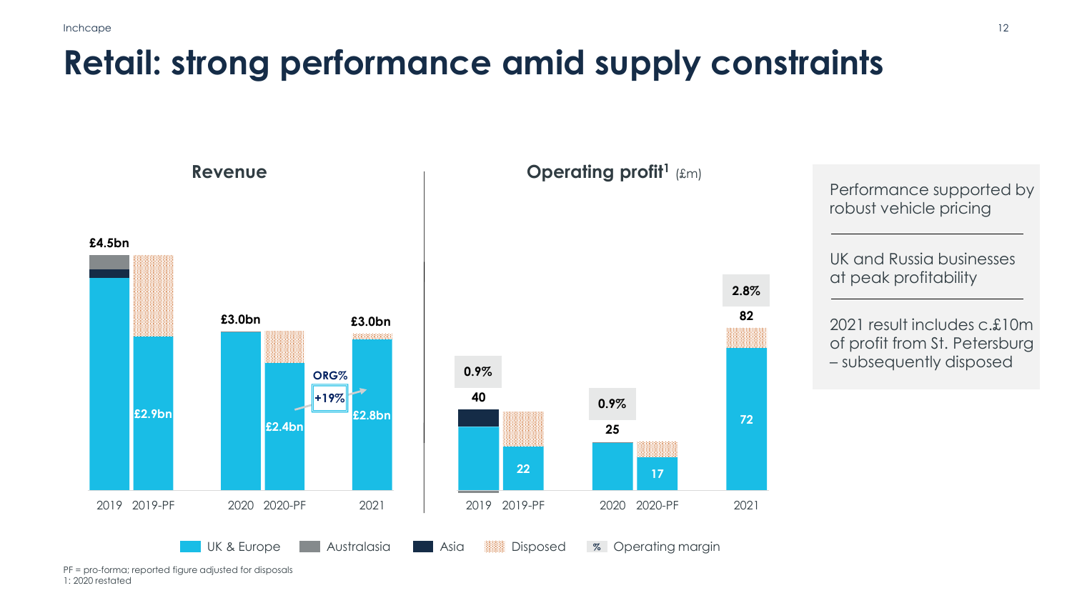# Retail: strong performance amid supply constraints

## Revenue

| | 2019 | 2019-PF | 2020 | 2020-PF | 2021 |
|---|---|---|---|---|---|
| Total | £4.5bn | | £3.0bn | | £3.0bn |
| UK & Europe | | £2.9bn | | £2.4bn | £2.8bn |

ORG% +19%

## Operating profit[1] (£m)

| | 2019 | 2019-PF | 2020 | 2020-PF | 2021 |
|---|---|---|---|---|---|
| Operating margin | 0.9% | | 0.9% | | 2.8% |
| Total | 40 | | 25 | | 82 |
| UK & Europe | | 22 | | 17 | 72 |

Legend: UK & Europe, Australasia, Asia, Disposed, % Operating margin

- Performance supported by robust vehicle pricing
- UK and Russia businesses at peak profitability
- 2021 result includes c.£10m of profit from St. Petersburg – subsequently disposed

PF = pro-forma; reported figure adjusted for disposals
1: 2020 restated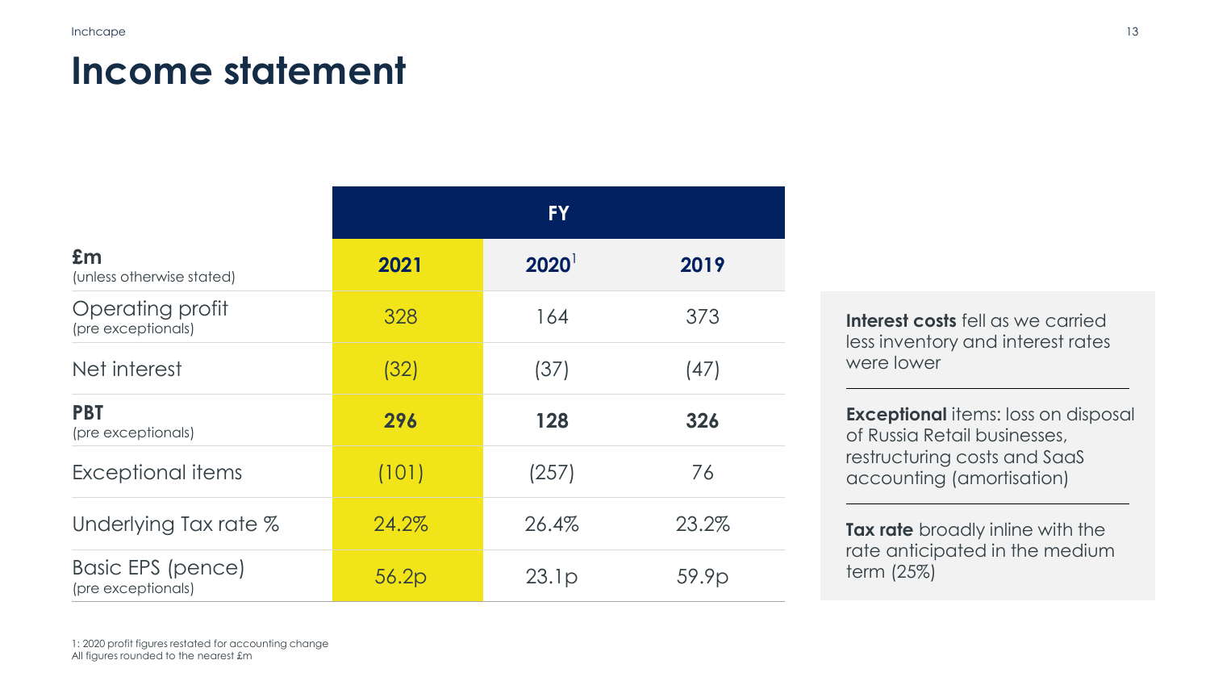# Income statement

| £m (unless otherwise stated) | FY 2021 | 2020[1] | 2019 |
|---|---|---|---|
| Operating profit (pre exceptionals) | 328 | 164 | 373 |
| Net interest | (32) | (37) | (47) |
| **PBT** (pre exceptionals) | **296** | **128** | **326** |
| Exceptional items | (101) | (257) | 76 |
| Underlying Tax rate % | 24.2% | 26.4% | 23.2% |
| Basic EPS (pence) (pre exceptionals) | 56.2p | 23.1p | 59.9p |

**Interest costs** fell as we carried less inventory and interest rates were lower

**Exceptional** items: loss on disposal of Russia Retail businesses, restructuring costs and SaaS accounting (amortisation)

**Tax rate** broadly inline with the rate anticipated in the medium term (25%)

1: 2020 profit figures restated for accounting change
All figures rounded to the nearest £m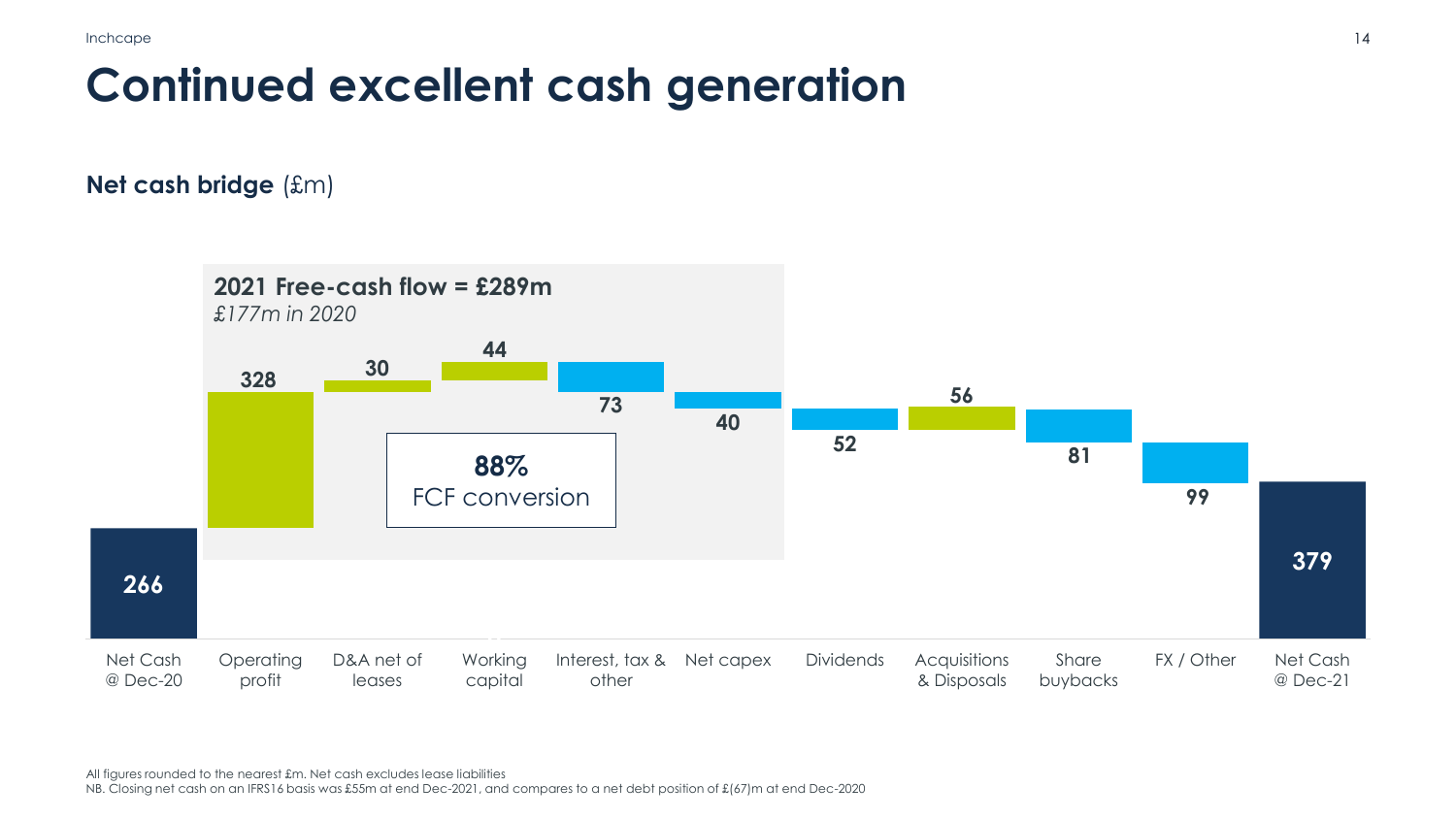# Continued excellent cash generation

**Net cash bridge** (£m)

**2021 Free-cash flow = £289m**
*£177m in 2020*

**88%**
FCF conversion

| Item | £m |
|---|---|
| Net Cash @ Dec-20 | 266 |
| Operating profit | 328 |
| D&A net of leases | 30 |
| Working capital | 44 |
| Interest, tax & other | 73 |
| Net capex | 40 |
| Dividends | 52 |
| Acquisitions & Disposals | 56 |
| Share buybacks | 81 |
| FX / Other | 99 |
| Net Cash @ Dec-21 | 379 |

All figures rounded to the nearest £m. Net cash excludes lease liabilities

NB. Closing net cash on an IFRS16 basis was £55m at end Dec-2021, and compares to a net debt position of £(67)m at end Dec-2020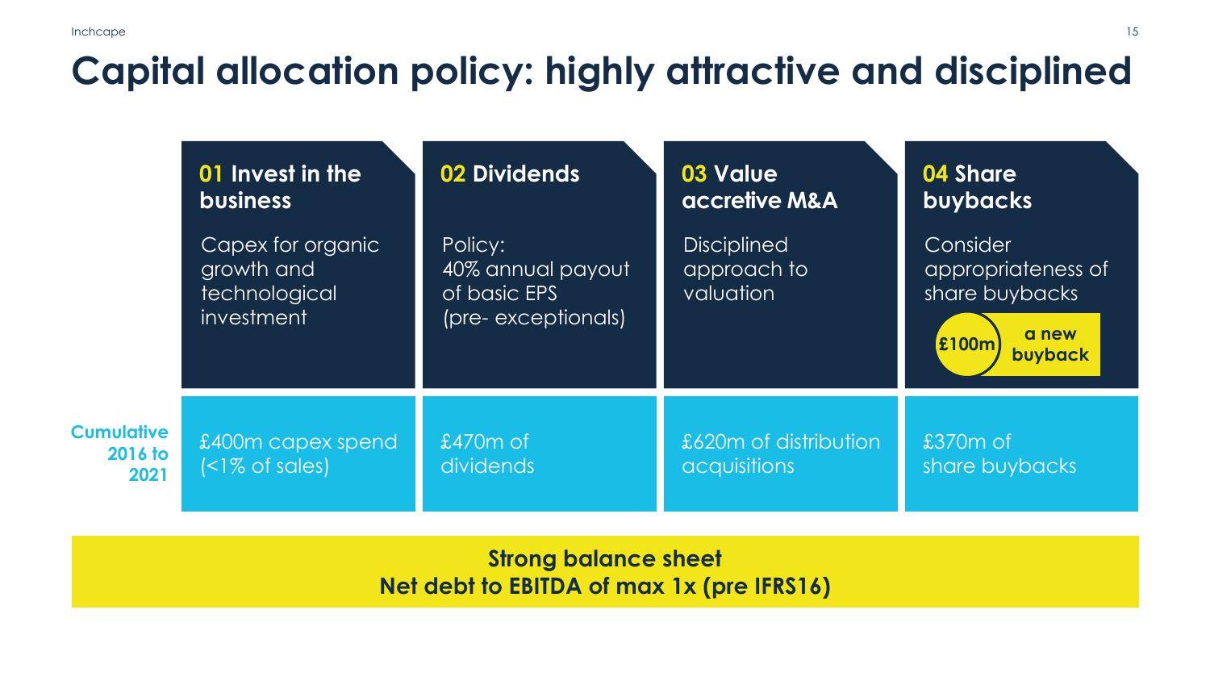# Capital allocation policy: highly attractive and disciplined

| | 01 Invest in the business | 02 Dividends | 03 Value accretive M&A | 04 Share buybacks |
|---|---|---|---|---|
| | Capex for organic growth and technological investment | Policy: 40% annual payout of basic EPS (pre- exceptionals) | Disciplined approach to valuation | Consider appropriateness of share buybacks<br>**£100m a new buyback** |
| **Cumulative 2016 to 2021** | £400m capex spend (<1% of sales) | £470m of dividends | £620m of distribution acquisitions | £370m of share buybacks |

**Strong balance sheet**
**Net debt to EBITDA of max 1x (pre IFRS16)**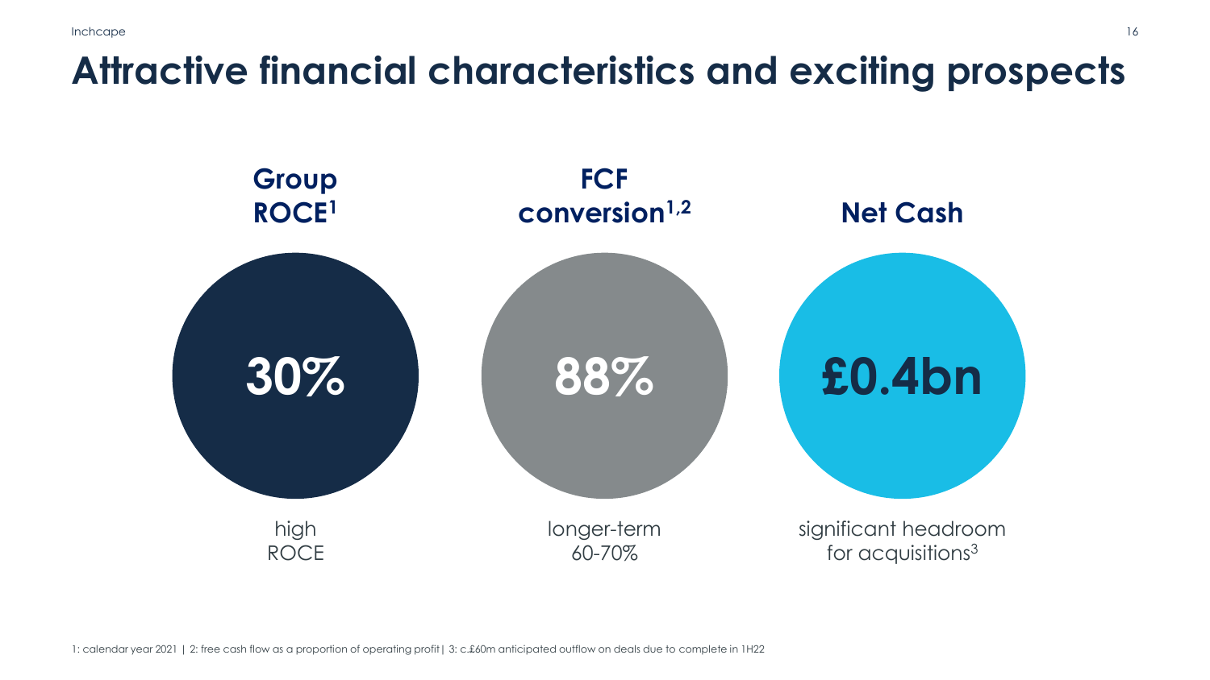# Attractive financial characteristics and exciting prospects

**Group ROCE**[1]

**30%**

high ROCE

**FCF conversion**[1,2]

**88%**

longer-term 60-70%

**Net Cash**

**£0.4bn**

significant headroom for acquisitions[3]

1: calendar year 2021 | 2: free cash flow as a proportion of operating profit | 3: c.£60m anticipated outflow on deals due to complete in 1H22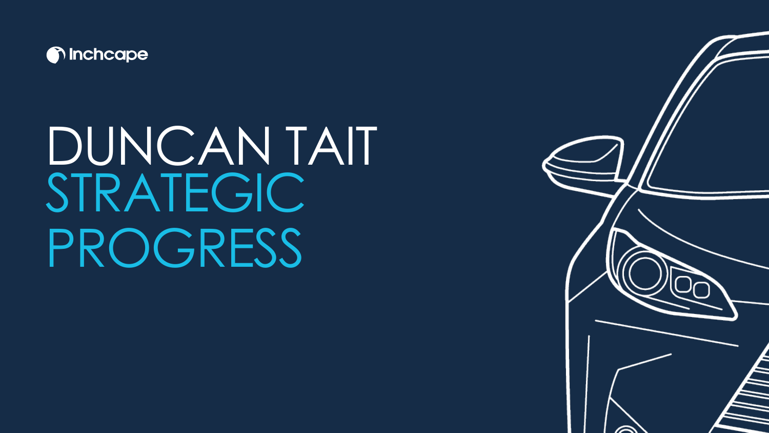Inchcape

# DUNCAN TAIT
# STRATEGIC PROGRESS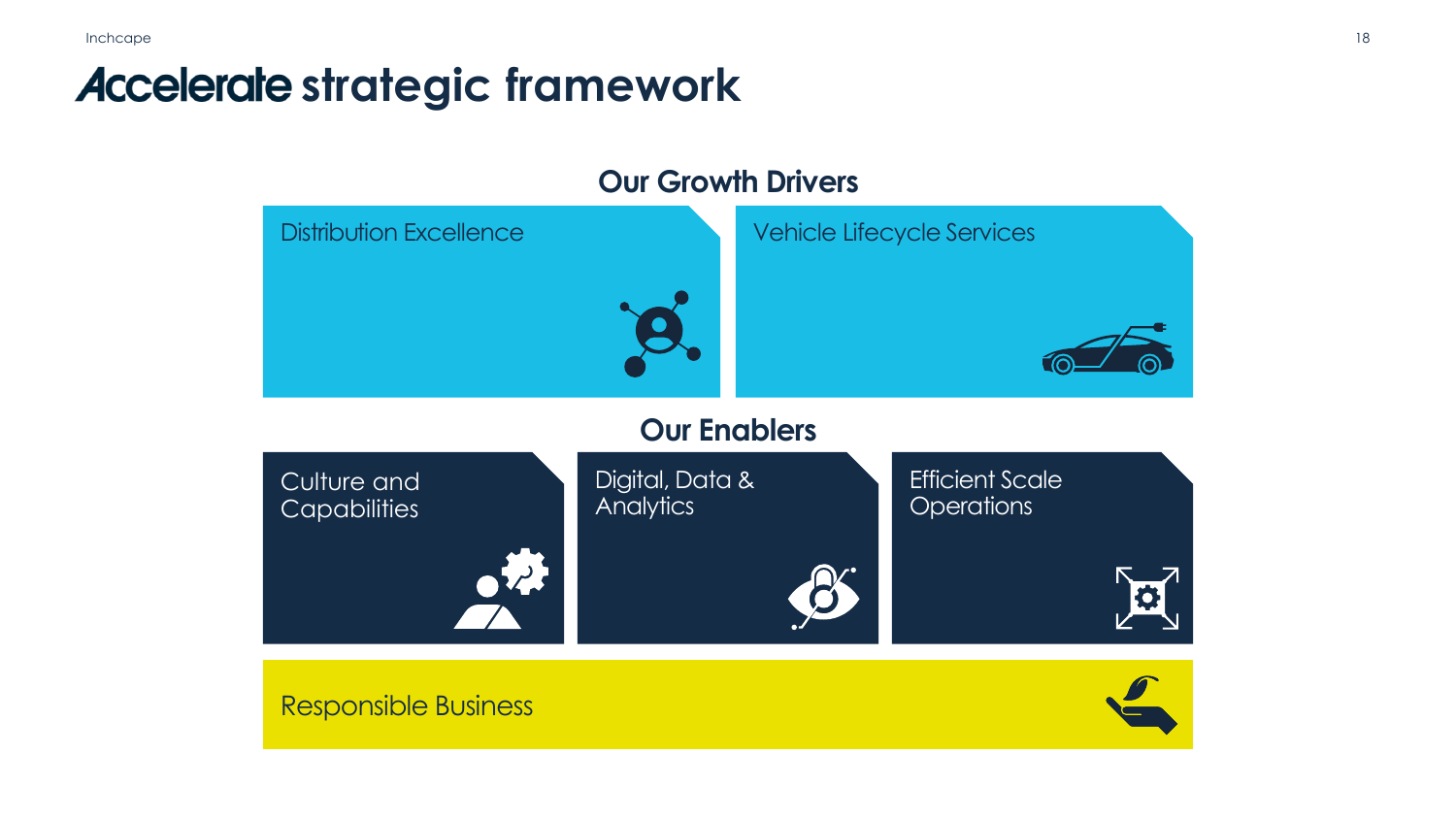# Accelerate strategic framework

## Our Growth Drivers

- Distribution Excellence
- Vehicle Lifecycle Services

## Our Enablers

- Culture and Capabilities
- Digital, Data & Analytics
- Efficient Scale Operations

Responsible Business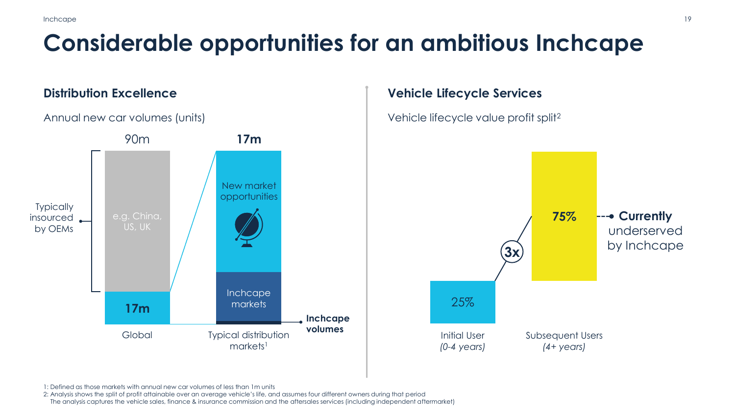# Considerable opportunities for an ambitious Inchcape

## Distribution Excellence

Annual new car volumes (units)

90m

17m

Typically insourced by OEMs

e.g. China, US, UK

17m

Global

New market opportunities

Inchcape markets

Inchcape volumes

Typical distribution markets[1]

## Vehicle Lifecycle Services

Vehicle lifecycle value profit split[2]

25%

Initial User *(0-4 years)*

3x

75%

Subsequent Users *(4+ years)*

**Currently** underserved by Inchcape

1: Defined as those markets with annual new car volumes of less than 1m units

2: Analysis shows the split of profit attainable over an average vehicle's life, and assumes four different owners during that period
The analysis captures the vehicle sales, finance & insurance commission and the aftersales services (including independent aftermarket)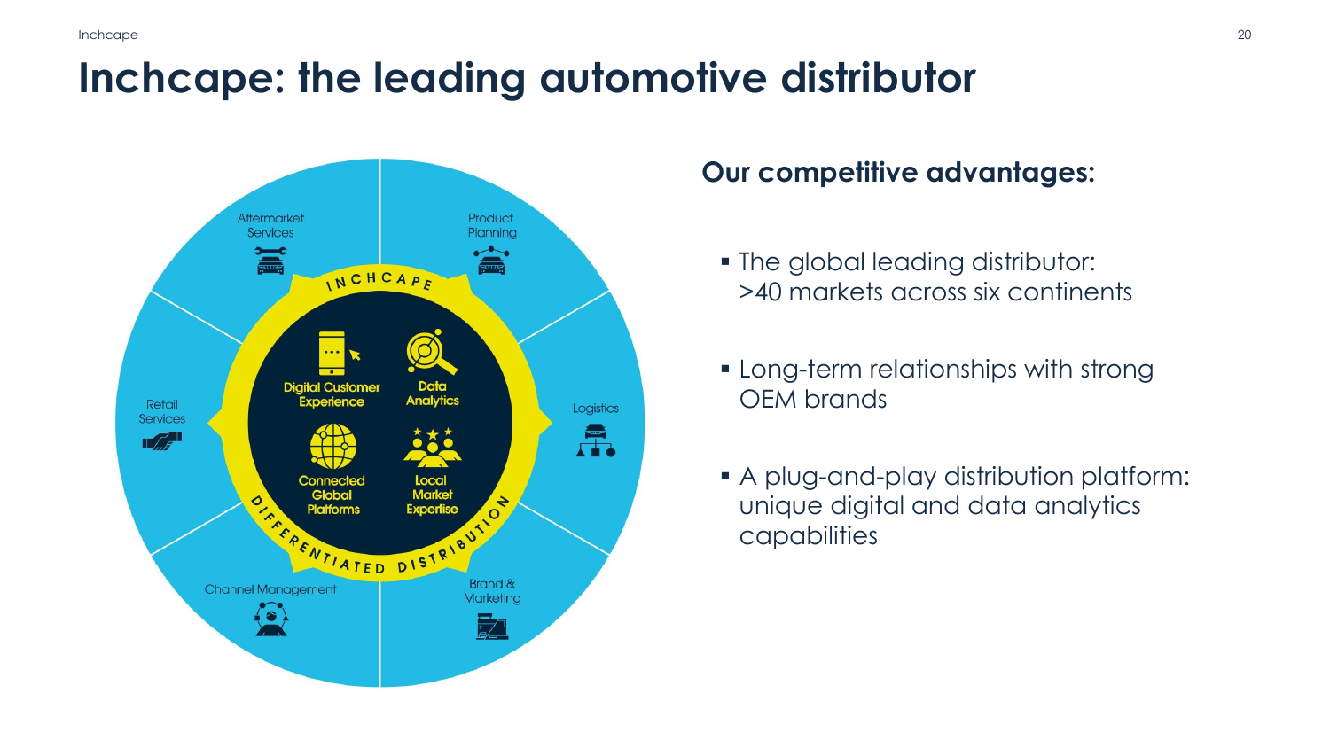# Inchcape: the leading automotive distributor

Aftermarket Services

Product Planning

Retail Services

Logistics

Channel Management

Brand & Marketing

INCHCAPE

Digital Customer Experience

Data Analytics

Connected Global Platforms

Local Market Expertise

DIFFERENTIATED DISTRIBUTION

## Our competitive advantages:

- The global leading distributor: >40 markets across six continents
- Long-term relationships with strong OEM brands
- A plug-and-play distribution platform: unique digital and data analytics capabilities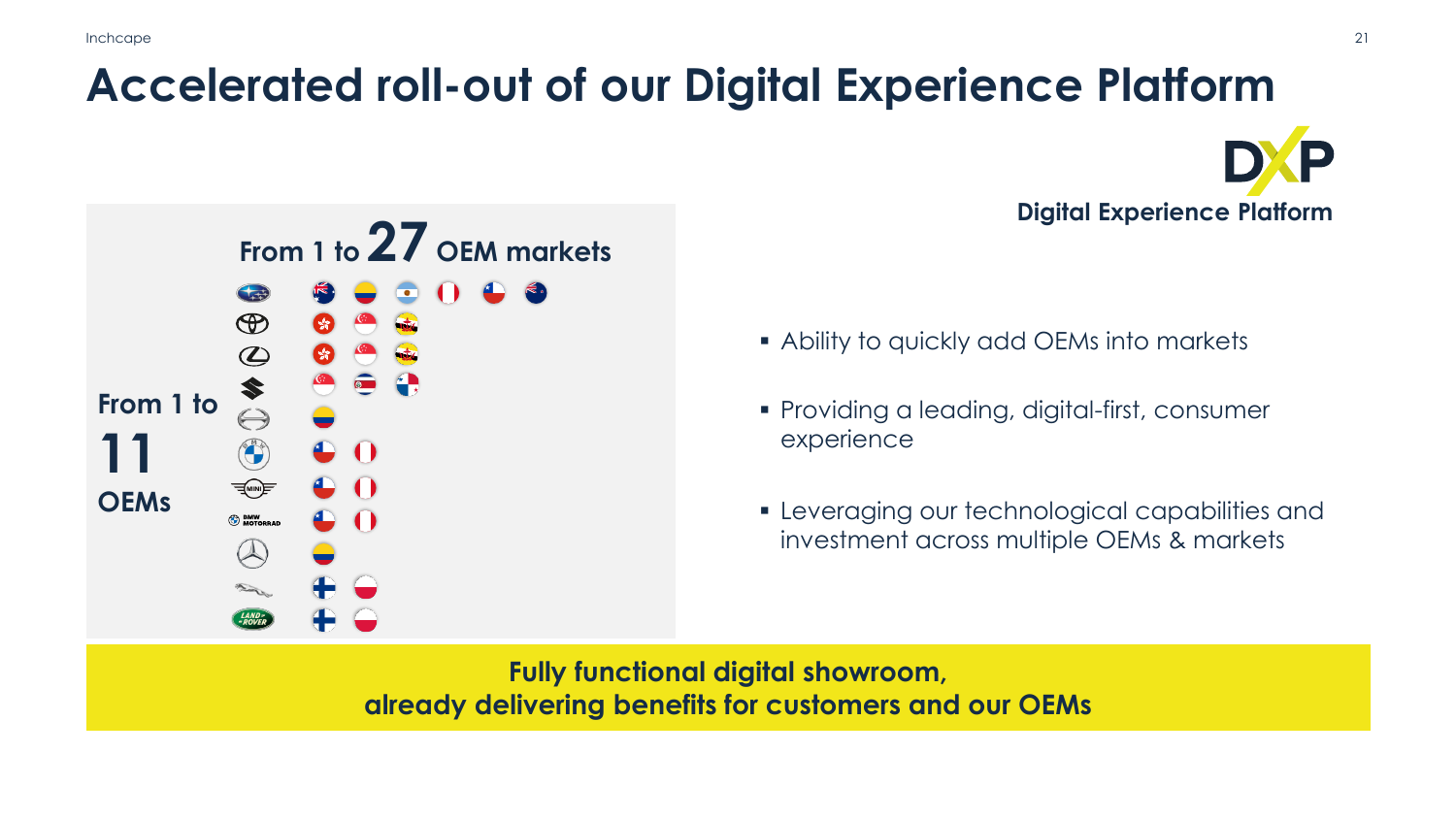# Accelerated roll-out of our Digital Experience Platform

**DXP**
**Digital Experience Platform**

**From 1 to 27 OEM markets**

**From 1 to 11 OEMs**

- Ability to quickly add OEMs into markets
- Providing a leading, digital-first, consumer experience
- Leveraging our technological capabilities and investment across multiple OEMs & markets

**Fully functional digital showroom, already delivering benefits for customers and our OEMs**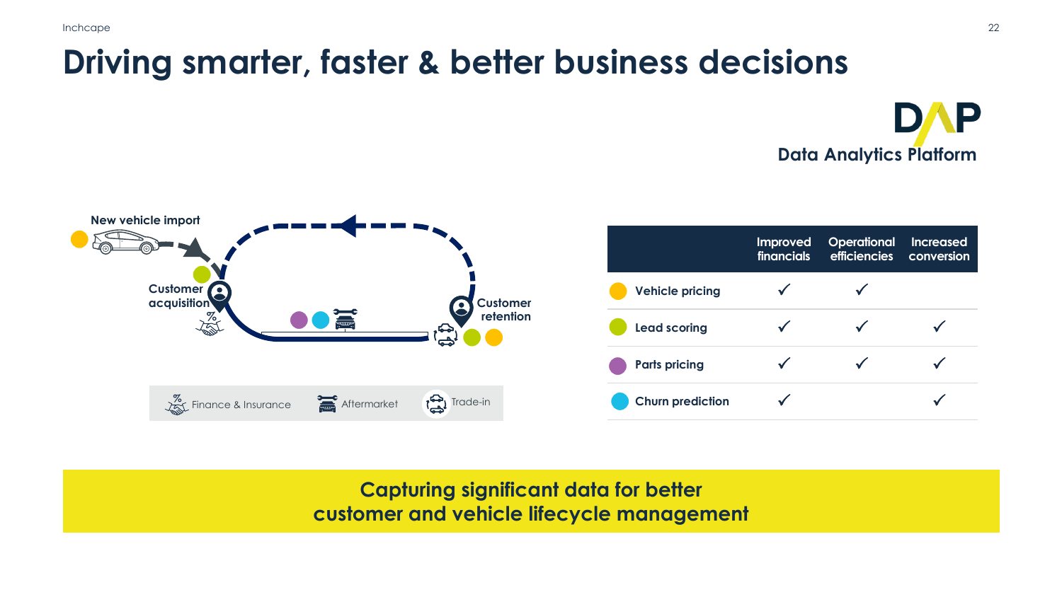# Driving smarter, faster & better business decisions

**DAP**
**Data Analytics Platform**

New vehicle import

Customer acquisition

Customer retention

Finance & Insurance | Aftermarket | Trade-in

| | Improved financials | Operational efficiencies | Increased conversion |
|---|---|---|---|
| Vehicle pricing | ✓ | ✓ | |
| Lead scoring | ✓ | ✓ | ✓ |
| Parts pricing | ✓ | ✓ | ✓ |
| Churn prediction | ✓ | | ✓ |

**Capturing significant data for better customer and vehicle lifecycle management**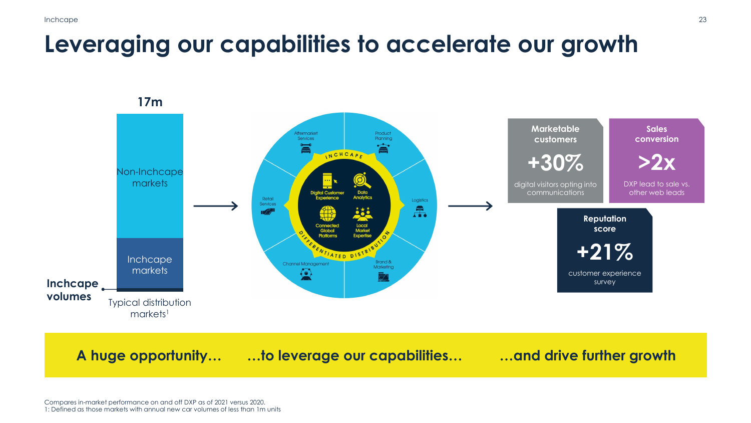# Leveraging our capabilities to accelerate our growth

**17m**

Non-Inchcape markets

Inchcape markets

**Inchcape volumes**

Typical distribution markets[1]

INCHCAPE

Digital Customer Experience

Data Analytics

Connected Global Platforms

Local Market Expertise

DIFFERENTIATED DISTRIBUTION

Aftermarket Services

Product Planning

Retail Services

Logistics

Channel Management

Brand & Marketing

**Marketable customers**

**+30%**

digital visitors opting into communications

**Sales conversion**

**>2x**

DXP lead to sale vs. other web leads

**Reputation score**

**+21%**

customer experience survey

**A huge opportunity… …to leverage our capabilities… …and drive further growth**

Compares in-market performance on and off DXP as of 2021 versus 2020.
1: Defined as those markets with annual new car volumes of less than 1m units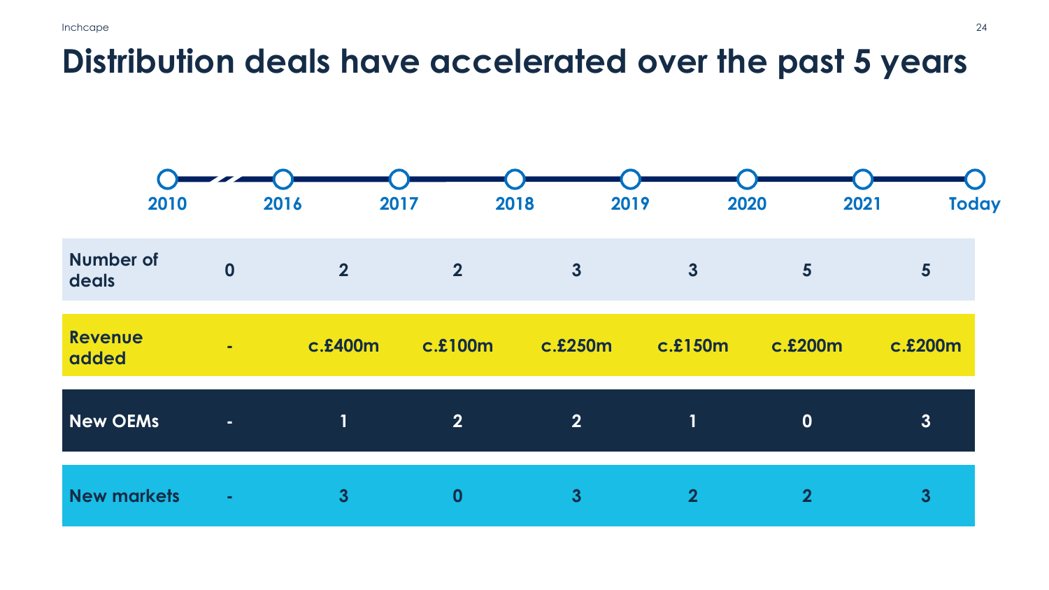# Distribution deals have accelerated over the past 5 years

**2010** — **2016** — **2017** — **2018** — **2019** — **2020** — **2021** — **Today**

| | | | | | | | |
|---|---|---|---|---|---|---|---|
| **Number of deals** | **0** | **2** | **2** | **3** | **3** | **5** | **5** |
| **Revenue added** | **-** | **c.£400m** | **c.£100m** | **c.£250m** | **c.£150m** | **c.£200m** | **c.£200m** |
| **New OEMs** | **-** | **1** | **2** | **2** | **1** | **0** | **3** |
| **New markets** | **-** | **3** | **0** | **3** | **2** | **2** | **3** |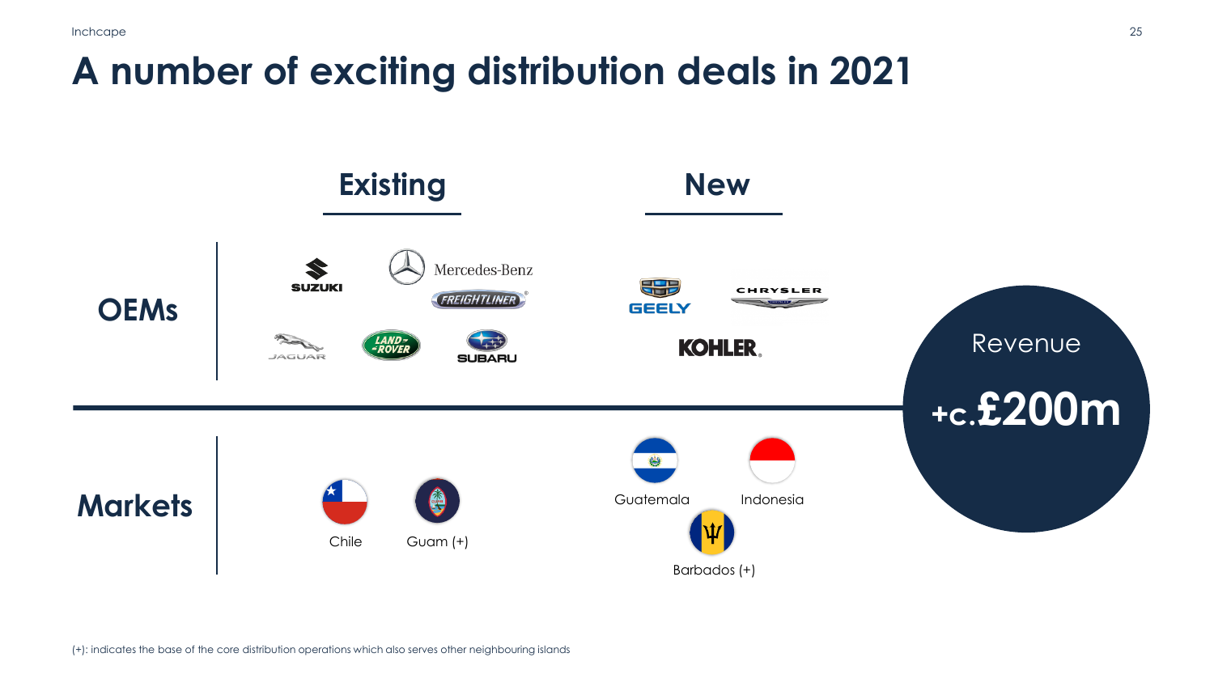# A number of exciting distribution deals in 2021

| | Existing | New |
| --- | --- | --- |
| **OEMs** | Suzuki, Mercedes-Benz, Freightliner, Jaguar, Land Rover, Subaru | Geely, Chrysler, Kohler |
| **Markets** | Chile, Guam (+) | Guatemala, Indonesia, Barbados (+) |

Revenue

**+c.£200m**

(+): indicates the base of the core distribution operations which also serves other neighbouring islands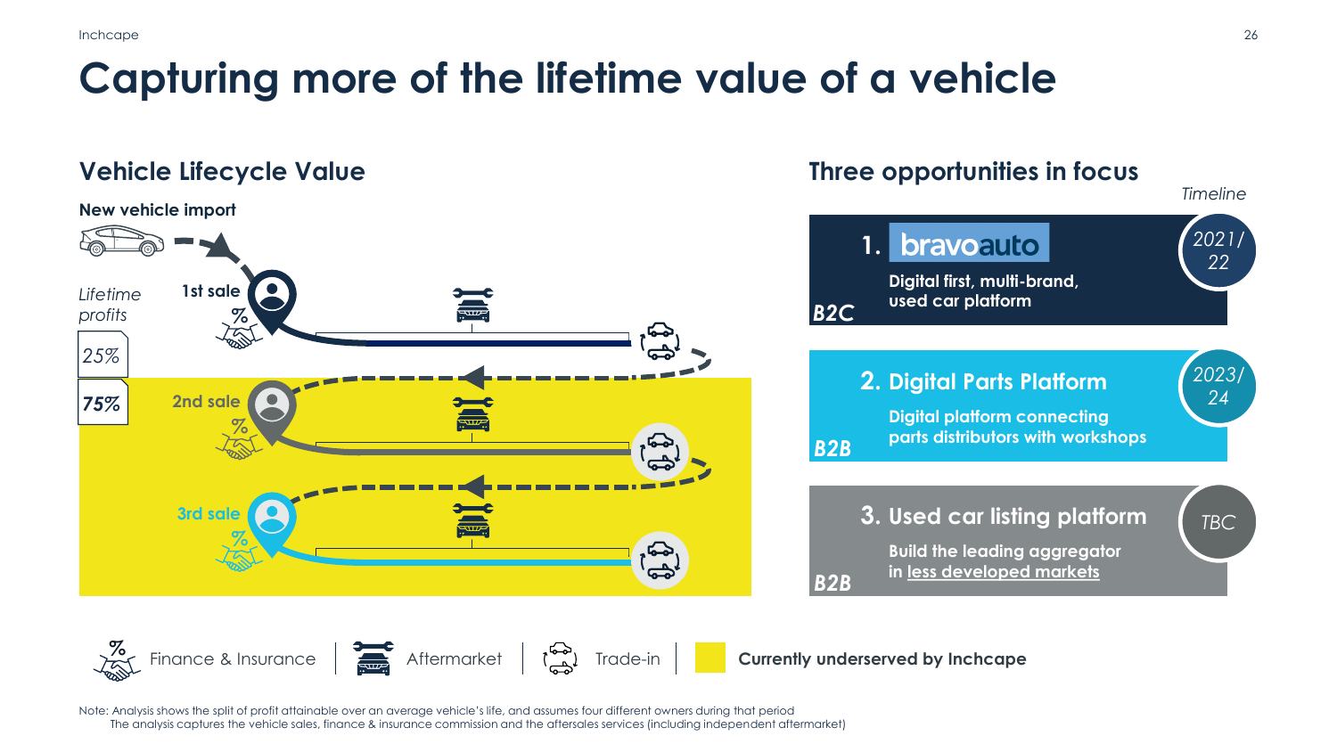# Capturing more of the lifetime value of a vehicle

## Vehicle Lifecycle Value

**New vehicle import**

*Lifetime profits*

*25%*

*75%*

1st sale

2nd sale

3rd sale

## Three opportunities in focus

*Timeline*

**1. bravoauto** — *2021/22*

Digital first, multi-brand, used car platform

**B2C**

**2. Digital Parts Platform** — *2023/24*

Digital platform connecting parts distributors with workshops

**B2B**

**3. Used car listing platform** — *TBC*

Build the leading aggregator in less developed markets

**B2B**

Finance & Insurance | Aftermarket | Trade-in | **Currently underserved by Inchcape**

Note: Analysis shows the split of profit attainable over an average vehicle's life, and assumes four different owners during that period
The analysis captures the vehicle sales, finance & insurance commission and the aftersales services (including independent aftermarket)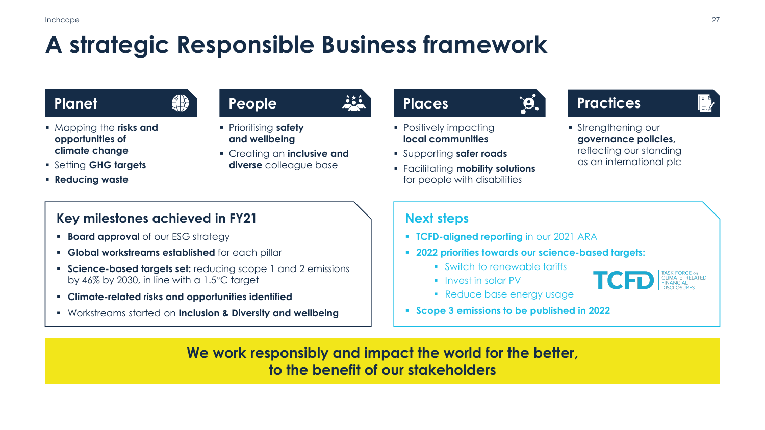# A strategic Responsible Business framework

## Planet

- Mapping the **risks and opportunities of climate change**
- Setting **GHG targets**
- **Reducing waste**

## People

- Prioritising **safety and wellbeing**
- Creating an **inclusive and diverse** colleague base

## Places

- Positively impacting **local communities**
- Supporting **safer roads**
- Facilitating **mobility solutions** for people with disabilities

## Practices

- Strengthening our **governance policies,** reflecting our standing as an international plc

## Key milestones achieved in FY21

- **Board approval** of our ESG strategy
- **Global workstreams established** for each pillar
- **Science-based targets set:** reducing scope 1 and 2 emissions by 46% by 2030, in line with a 1.5°C target
- **Climate-related risks and opportunities identified**
- Workstreams started on **Inclusion & Diversity and wellbeing**

## Next steps

- **TCFD-aligned reporting** in our 2021 ARA
- **2022 priorities towards our science-based targets:**
  - Switch to renewable tariffs
  - Invest in solar PV
  - Reduce base energy usage
- **Scope 3 emissions to be published in 2022**

TCFD | TASK FORCE ON CLIMATE-RELATED FINANCIAL DISCLOSURES

**We work responsibly and impact the world for the better, to the benefit of our stakeholders**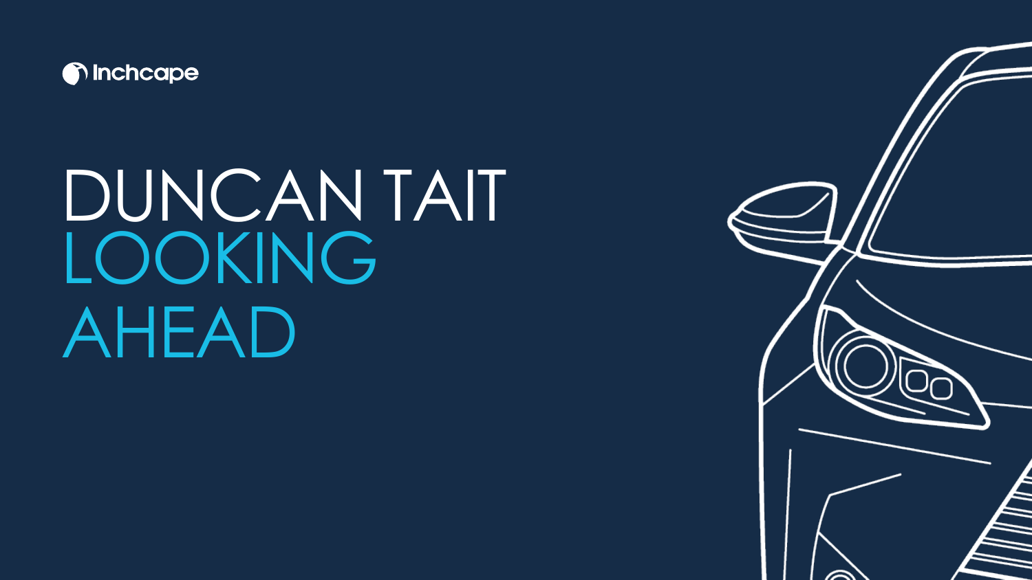Inchcape

# DUNCAN TAIT
# LOOKING AHEAD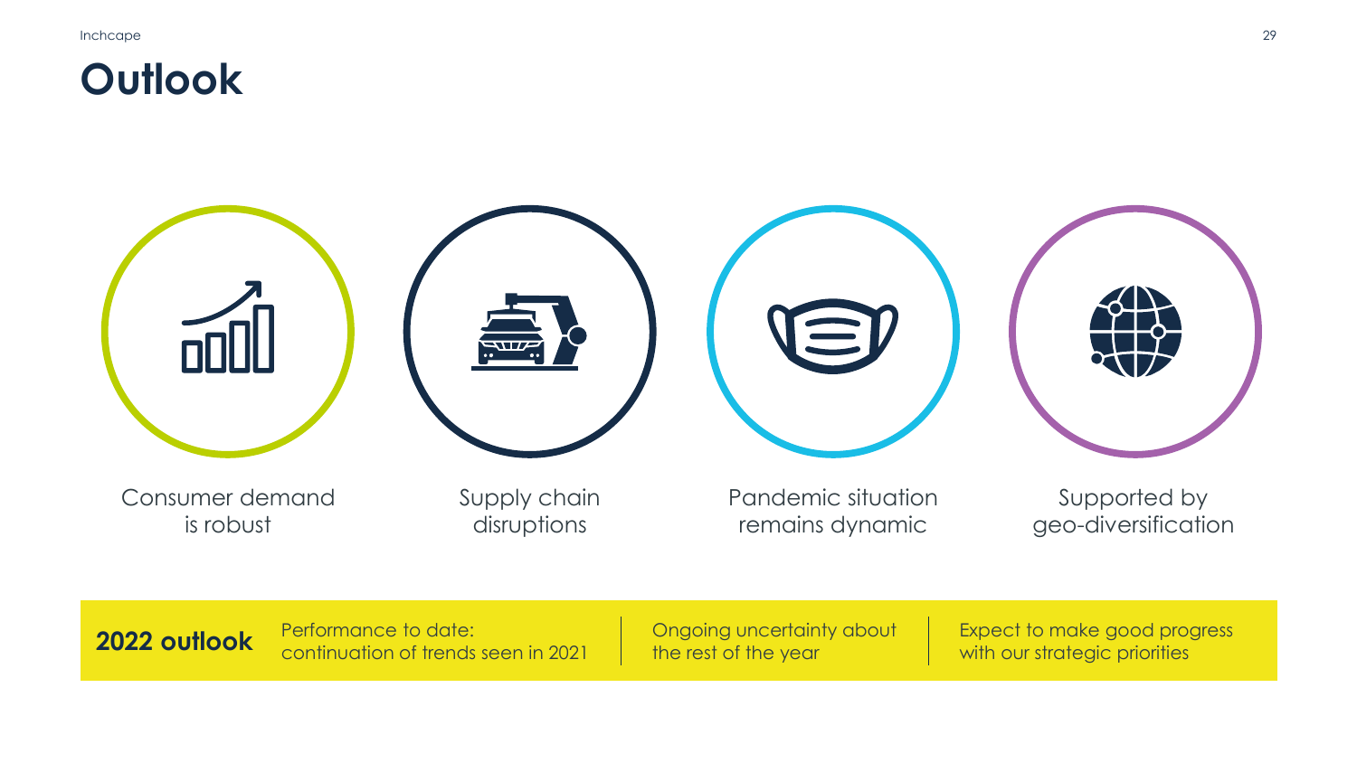# Outlook

Consumer demand is robust

Supply chain disruptions

Pandemic situation remains dynamic

Supported by geo-diversification

**2022 outlook**

Performance to date: continuation of trends seen in 2021

Ongoing uncertainty about the rest of the year

Expect to make good progress with our strategic priorities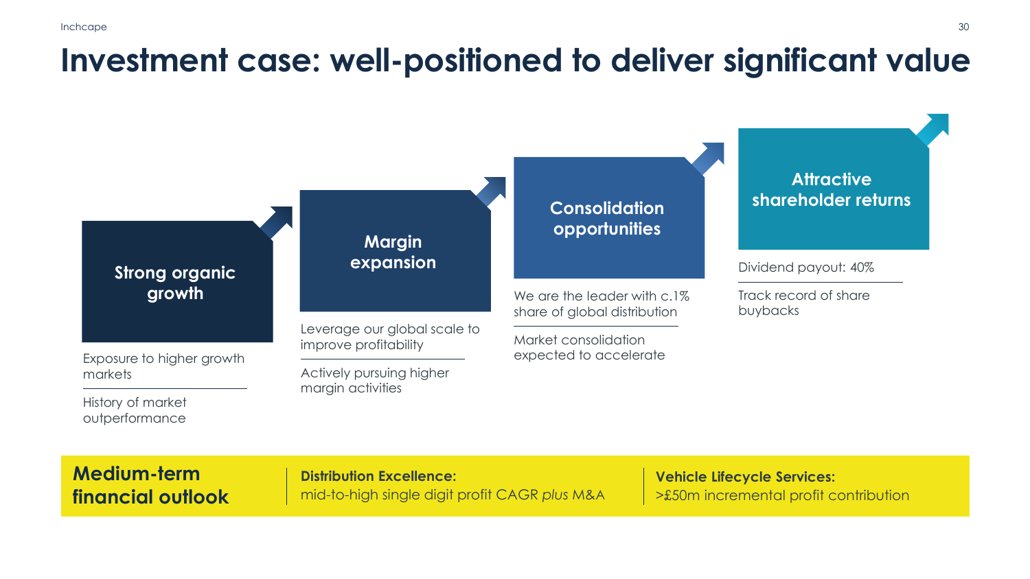# Investment case: well-positioned to deliver significant value

### Strong organic growth

- Exposure to higher growth markets
- History of market outperformance

### Margin expansion

- Leverage our global scale to improve profitability
- Actively pursuing higher margin activities

### Consolidation opportunities

- We are the leader with c.1% share of global distribution
- Market consolidation expected to accelerate

### Attractive shareholder returns

- Dividend payout: 40%
- Track record of share buybacks

**Medium-term financial outlook**

**Distribution Excellence:** mid-to-high single digit profit CAGR *plus* M&A

**Vehicle Lifecycle Services:** >£50m incremental profit contribution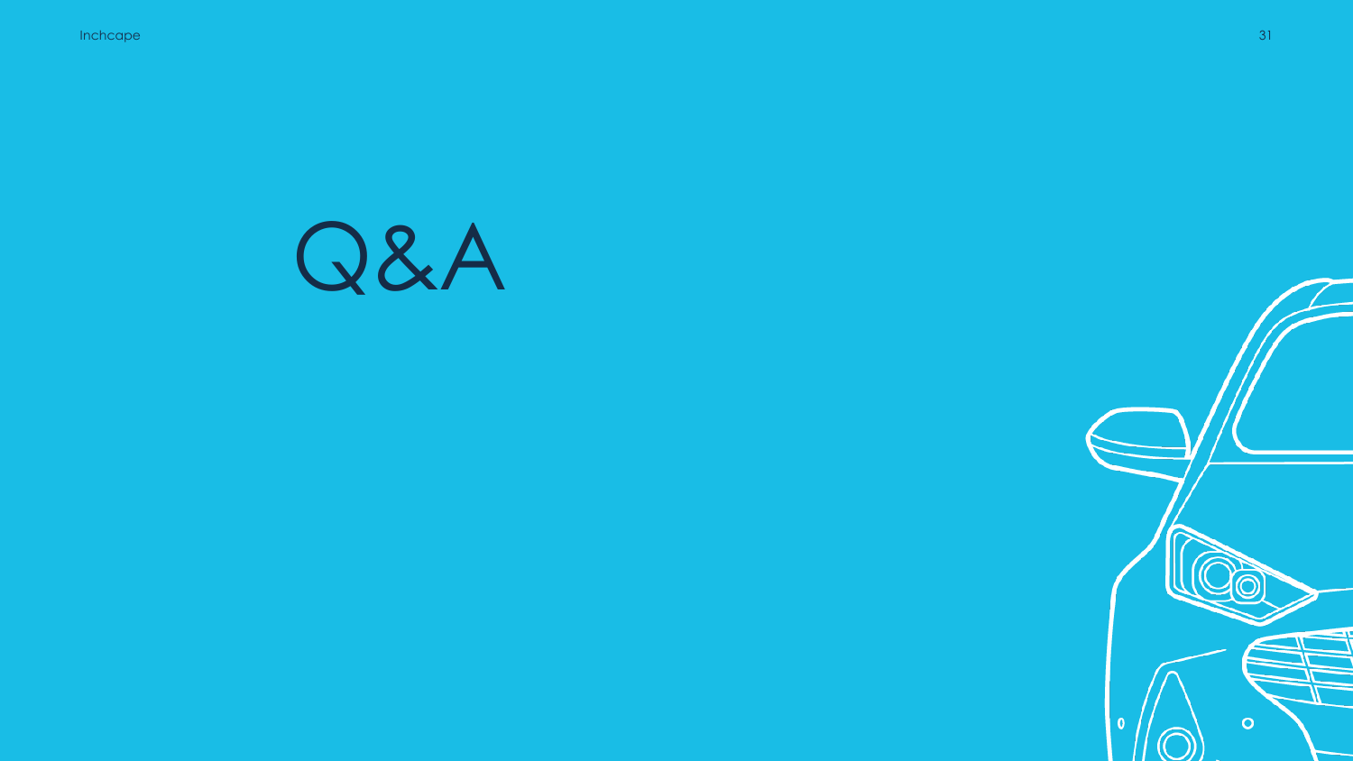# Q&A